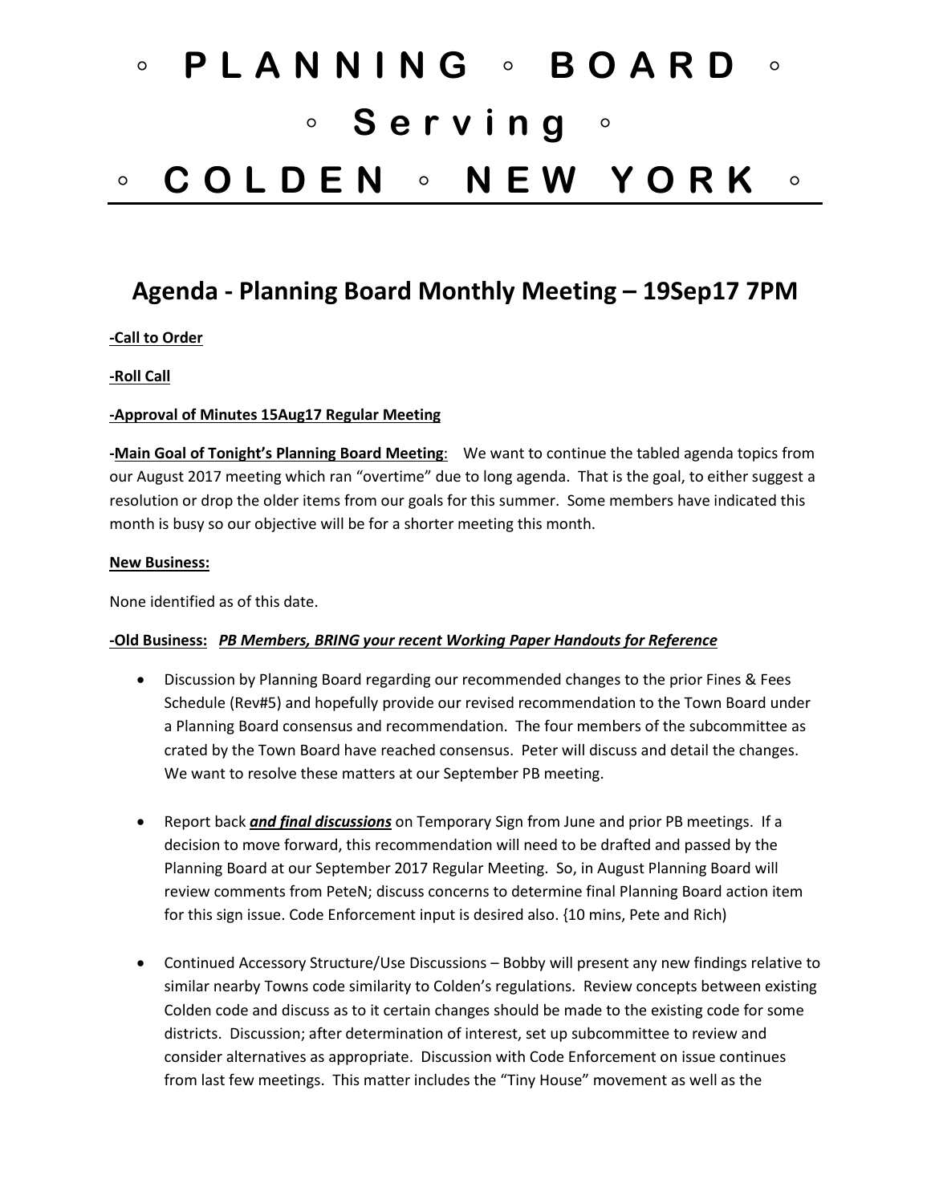# ◦ P L A N N I N G ◦ B O A R D ◦
# ◦ S e r v i n g ◦
# ◦ C O L D E N ◦ N E W Y O R K ◦

## Agenda - Planning Board Monthly Meeting – 19Sep17 7PM

**-Call to Order**

**-Roll Call**

**-Approval of Minutes 15Aug17 Regular Meeting**

**-Main Goal of Tonight's Planning Board Meeting**: We want to continue the tabled agenda topics from our August 2017 meeting which ran "overtime" due to long agenda. That is the goal, to either suggest a resolution or drop the older items from our goals for this summer. Some members have indicated this month is busy so our objective will be for a shorter meeting this month.

**New Business:**

None identified as of this date.

**-Old Business:** ***PB Members, BRING your recent Working Paper Handouts for Reference***

- Discussion by Planning Board regarding our recommended changes to the prior Fines & Fees Schedule (Rev#5) and hopefully provide our revised recommendation to the Town Board under a Planning Board consensus and recommendation. The four members of the subcommittee as crated by the Town Board have reached consensus. Peter will discuss and detail the changes. We want to resolve these matters at our September PB meeting.

- Report back ***and final discussions*** on Temporary Sign from June and prior PB meetings. If a decision to move forward, this recommendation will need to be drafted and passed by the Planning Board at our September 2017 Regular Meeting. So, in August Planning Board will review comments from PeteN; discuss concerns to determine final Planning Board action item for this sign issue. Code Enforcement input is desired also. {10 mins, Pete and Rich)

- Continued Accessory Structure/Use Discussions – Bobby will present any new findings relative to similar nearby Towns code similarity to Colden's regulations. Review concepts between existing Colden code and discuss as to it certain changes should be made to the existing code for some districts. Discussion; after determination of interest, set up subcommittee to review and consider alternatives as appropriate. Discussion with Code Enforcement on issue continues from last few meetings. This matter includes the "Tiny House" movement as well as the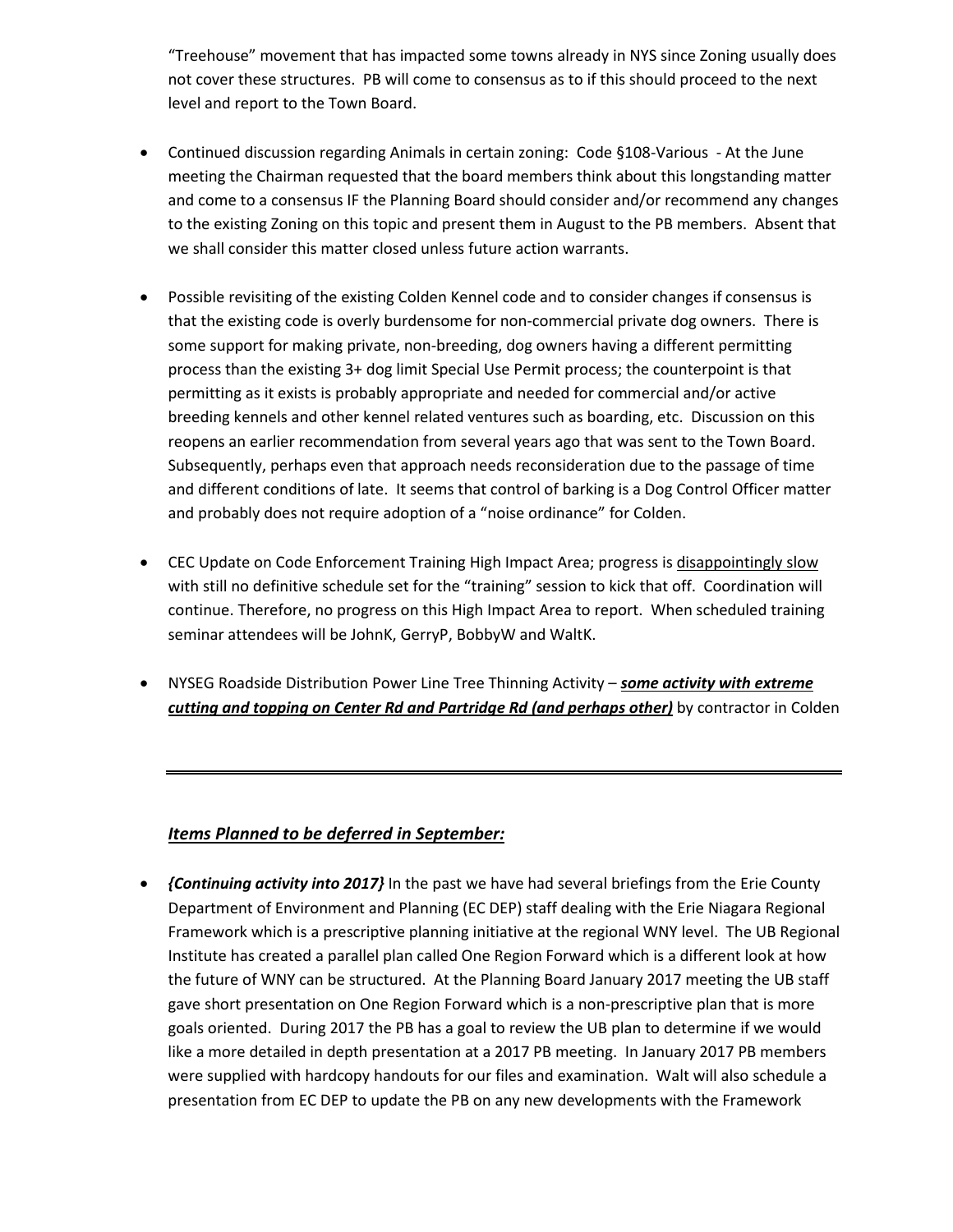"Treehouse" movement that has impacted some towns already in NYS since Zoning usually does not cover these structures. PB will come to consensus as to if this should proceed to the next level and report to the Town Board.

- Continued discussion regarding Animals in certain zoning: Code §108-Various - At the June meeting the Chairman requested that the board members think about this longstanding matter and come to a consensus IF the Planning Board should consider and/or recommend any changes to the existing Zoning on this topic and present them in August to the PB members. Absent that we shall consider this matter closed unless future action warrants.

- Possible revisiting of the existing Colden Kennel code and to consider changes if consensus is that the existing code is overly burdensome for non-commercial private dog owners. There is some support for making private, non-breeding, dog owners having a different permitting process than the existing 3+ dog limit Special Use Permit process; the counterpoint is that permitting as it exists is probably appropriate and needed for commercial and/or active breeding kennels and other kennel related ventures such as boarding, etc. Discussion on this reopens an earlier recommendation from several years ago that was sent to the Town Board. Subsequently, perhaps even that approach needs reconsideration due to the passage of time and different conditions of late. It seems that control of barking is a Dog Control Officer matter and probably does not require adoption of a "noise ordinance" for Colden.

- CEC Update on Code Enforcement Training High Impact Area; progress is disappointingly slow with still no definitive schedule set for the "training" session to kick that off. Coordination will continue. Therefore, no progress on this High Impact Area to report. When scheduled training seminar attendees will be JohnK, GerryP, BobbyW and WaltK.

- NYSEG Roadside Distribution Power Line Tree Thinning Activity – ***some activity with extreme cutting and topping on Center Rd and Partridge Rd (and perhaps other)*** by contractor in Colden

---

### ***Items Planned to be deferred in September:***

- ***{Continuing activity into 2017}*** In the past we have had several briefings from the Erie County Department of Environment and Planning (EC DEP) staff dealing with the Erie Niagara Regional Framework which is a prescriptive planning initiative at the regional WNY level. The UB Regional Institute has created a parallel plan called One Region Forward which is a different look at how the future of WNY can be structured. At the Planning Board January 2017 meeting the UB staff gave short presentation on One Region Forward which is a non-prescriptive plan that is more goals oriented. During 2017 the PB has a goal to review the UB plan to determine if we would like a more detailed in depth presentation at a 2017 PB meeting. In January 2017 PB members were supplied with hardcopy handouts for our files and examination. Walt will also schedule a presentation from EC DEP to update the PB on any new developments with the Framework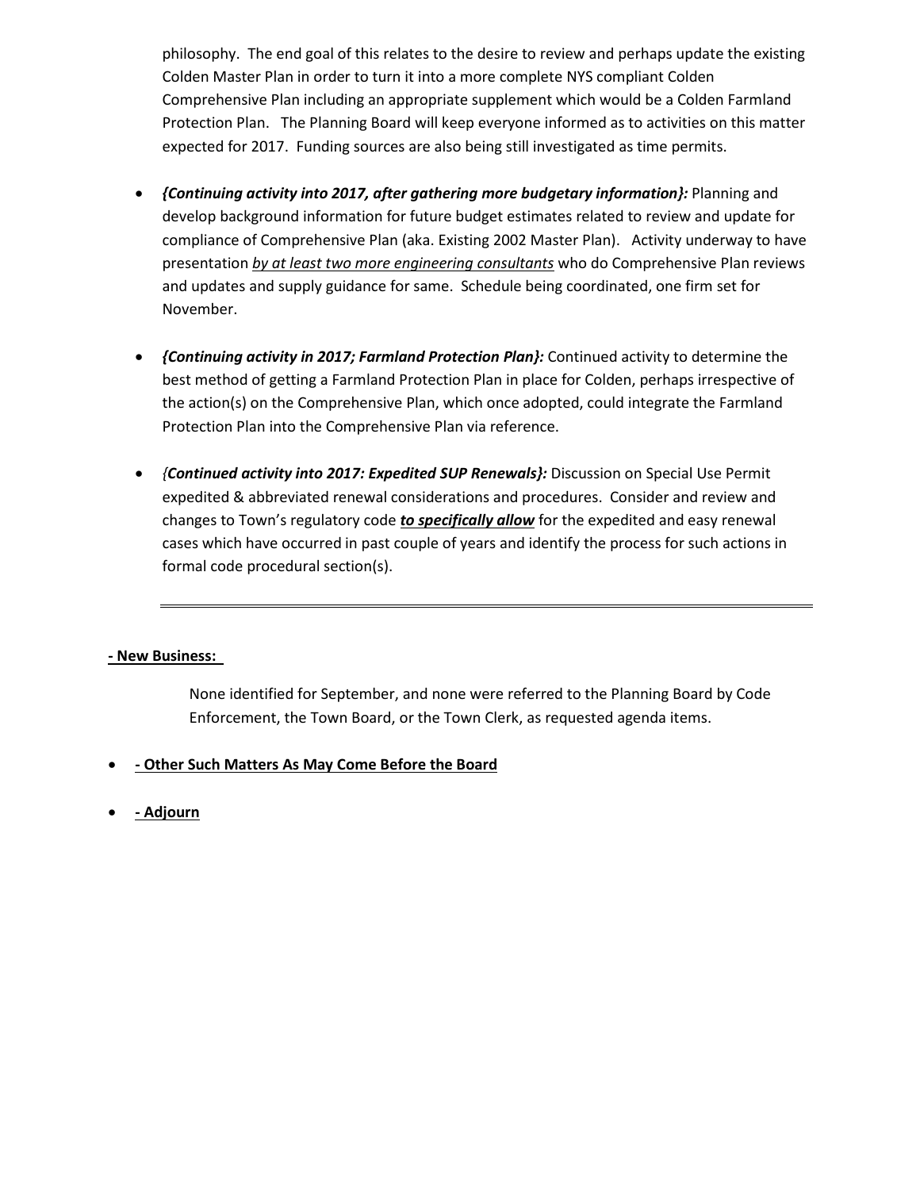philosophy. The end goal of this relates to the desire to review and perhaps update the existing Colden Master Plan in order to turn it into a more complete NYS compliant Colden Comprehensive Plan including an appropriate supplement which would be a Colden Farmland Protection Plan. The Planning Board will keep everyone informed as to activities on this matter expected for 2017. Funding sources are also being still investigated as time permits.

- ***{Continuing activity into 2017, after gathering more budgetary information}:*** Planning and develop background information for future budget estimates related to review and update for compliance of Comprehensive Plan (aka. Existing 2002 Master Plan). Activity underway to have presentation <u>*by at least two more engineering consultants*</u> who do Comprehensive Plan reviews and updates and supply guidance for same. Schedule being coordinated, one firm set for November.

- ***{Continuing activity in 2017; Farmland Protection Plan}:*** Continued activity to determine the best method of getting a Farmland Protection Plan in place for Colden, perhaps irrespective of the action(s) on the Comprehensive Plan, which once adopted, could integrate the Farmland Protection Plan into the Comprehensive Plan via reference.

- *{**Continued activity into 2017: Expedited SUP Renewals}:*** Discussion on Special Use Permit expedited & abbreviated renewal considerations and procedures. Consider and review and changes to Town's regulatory code <u>***to specifically allow***</u> for the expedited and easy renewal cases which have occurred in past couple of years and identify the process for such actions in formal code procedural section(s).

---

**<u>- New Business:</u>**

None identified for September, and none were referred to the Planning Board by Code Enforcement, the Town Board, or the Town Clerk, as requested agenda items.

- **<u>- Other Such Matters As May Come Before the Board</u>**
- **<u>- Adjourn</u>**